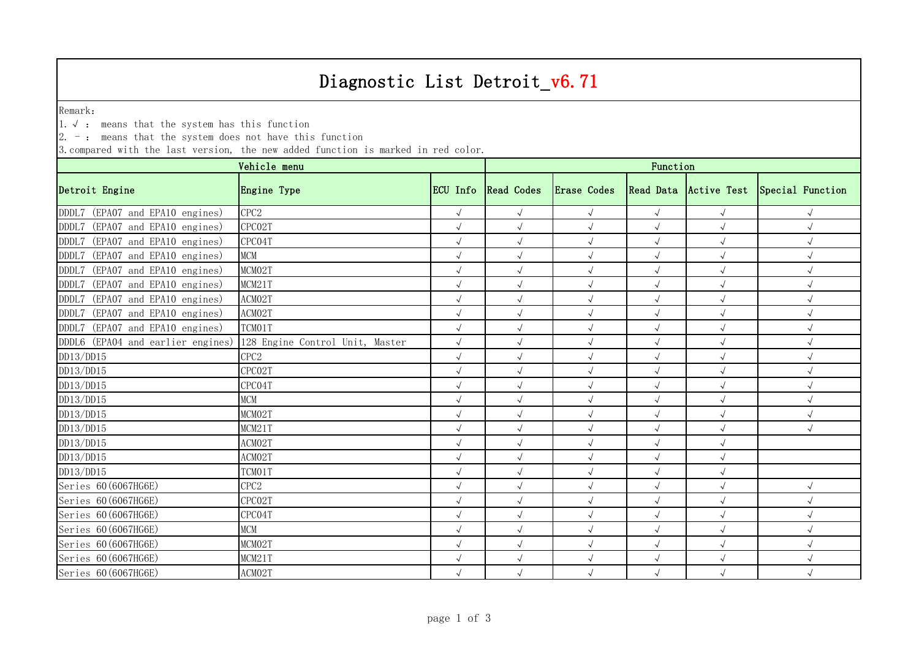# Diagnostic List Detroit_v6.71

Remark:

1. √ : means that the system has this function
2. - : means that the system does not have this function
3. compared with the last version, the new added function is marked in red color.

| Vehicle menu | | | Function | | | | | |
|---|---|---|---|---|---|---|---|---|
| Detroit Engine | Engine Type | ECU Info | Read Codes | Erase Codes | Read Data | Active Test | Special Function |
| DDDL7 (EPA07 and EPA10 engines) | CPC2 | √ | √ | √ | √ | √ | √ |
| DDDL7 (EPA07 and EPA10 engines) | CPC02T | √ | √ | √ | √ | √ | √ |
| DDDL7 (EPA07 and EPA10 engines) | CPC04T | √ | √ | √ | √ | √ | √ |
| DDDL7 (EPA07 and EPA10 engines) | MCM | √ | √ | √ | √ | √ | √ |
| DDDL7 (EPA07 and EPA10 engines) | MCM02T | √ | √ | √ | √ | √ | √ |
| DDDL7 (EPA07 and EPA10 engines) | MCM21T | √ | √ | √ | √ | √ | √ |
| DDDL7 (EPA07 and EPA10 engines) | ACM02T | √ | √ | √ | √ | √ | √ |
| DDDL7 (EPA07 and EPA10 engines) | ACM02T | √ | √ | √ | √ | √ | √ |
| DDDL7 (EPA07 and EPA10 engines) | TCM01T | √ | √ | √ | √ | √ | √ |
| DDDL6 (EPA04 and earlier engines) | 128 Engine Control Unit, Master | √ | √ | √ | √ | √ | √ |
| DD13/DD15 | CPC2 | √ | √ | √ | √ | √ | √ |
| DD13/DD15 | CPC02T | √ | √ | √ | √ | √ | √ |
| DD13/DD15 | CPC04T | √ | √ | √ | √ | √ | √ |
| DD13/DD15 | MCM | √ | √ | √ | √ | √ | √ |
| DD13/DD15 | MCM02T | √ | √ | √ | √ | √ | √ |
| DD13/DD15 | MCM21T | √ | √ | √ | √ | √ | √ |
| DD13/DD15 | ACM02T | √ | √ | √ | √ | √ | |
| DD13/DD15 | ACM02T | √ | √ | √ | √ | √ | |
| DD13/DD15 | TCM01T | √ | √ | √ | √ | √ | |
| Series 60(6067HG6E) | CPC2 | √ | √ | √ | √ | √ | √ |
| Series 60(6067HG6E) | CPC02T | √ | √ | √ | √ | √ | √ |
| Series 60(6067HG6E) | CPC04T | √ | √ | √ | √ | √ | √ |
| Series 60(6067HG6E) | MCM | √ | √ | √ | √ | √ | √ |
| Series 60(6067HG6E) | MCM02T | √ | √ | √ | √ | √ | √ |
| Series 60(6067HG6E) | MCM21T | √ | √ | √ | √ | √ | √ |
| Series 60(6067HG6E) | ACM02T | √ | √ | √ | √ | √ | √ |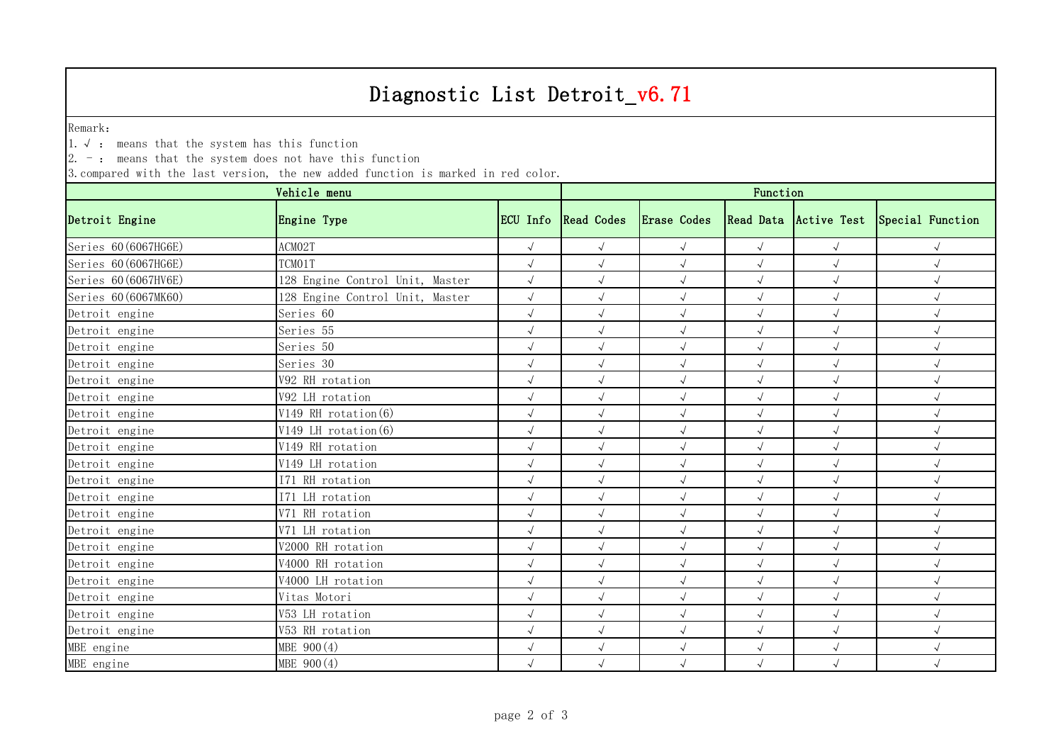# Diagnostic List Detroit_v6.71

Remark:

1. √ : means that the system has this function
2. － : means that the system does not have this function
3. compared with the last version, the new added function is marked in red color.

| Vehicle menu | | | Function | | | | |
|---|---|---|---|---|---|---|---|
| Detroit Engine | Engine Type | ECU Info | Read Codes | Erase Codes | Read Data | Active Test | Special Function |
| Series 60(6067HG6E) | ACM02T | √ | √ | √ | √ | √ | √ |
| Series 60(6067HG6E) | TCM01T | √ | √ | √ | √ | √ | √ |
| Series 60(6067HV6E) | 128 Engine Control Unit, Master | √ | √ | √ | √ | √ | √ |
| Series 60(6067MK60) | 128 Engine Control Unit, Master | √ | √ | √ | √ | √ | √ |
| Detroit engine | Series 60 | √ | √ | √ | √ | √ | √ |
| Detroit engine | Series 55 | √ | √ | √ | √ | √ | √ |
| Detroit engine | Series 50 | √ | √ | √ | √ | √ | √ |
| Detroit engine | Series 30 | √ | √ | √ | √ | √ | √ |
| Detroit engine | V92 RH rotation | √ | √ | √ | √ | √ | √ |
| Detroit engine | V92 LH rotation | √ | √ | √ | √ | √ | √ |
| Detroit engine | V149 RH rotation(6) | √ | √ | √ | √ | √ | √ |
| Detroit engine | V149 LH rotation(6) | √ | √ | √ | √ | √ | √ |
| Detroit engine | V149 RH rotation | √ | √ | √ | √ | √ | √ |
| Detroit engine | V149 LH rotation | √ | √ | √ | √ | √ | √ |
| Detroit engine | I71 RH rotation | √ | √ | √ | √ | √ | √ |
| Detroit engine | I71 LH rotation | √ | √ | √ | √ | √ | √ |
| Detroit engine | V71 RH rotation | √ | √ | √ | √ | √ | √ |
| Detroit engine | V71 LH rotation | √ | √ | √ | √ | √ | √ |
| Detroit engine | V2000 RH rotation | √ | √ | √ | √ | √ | √ |
| Detroit engine | V4000 RH rotation | √ | √ | √ | √ | √ | √ |
| Detroit engine | V4000 LH rotation | √ | √ | √ | √ | √ | √ |
| Detroit engine | Vitas Motori | √ | √ | √ | √ | √ | √ |
| Detroit engine | V53 LH rotation | √ | √ | √ | √ | √ | √ |
| Detroit engine | V53 RH rotation | √ | √ | √ | √ | √ | √ |
| MBE engine | MBE 900(4) | √ | √ | √ | √ | √ | √ |
| MBE engine | MBE 900(4) | √ | √ | √ | √ | √ | √ |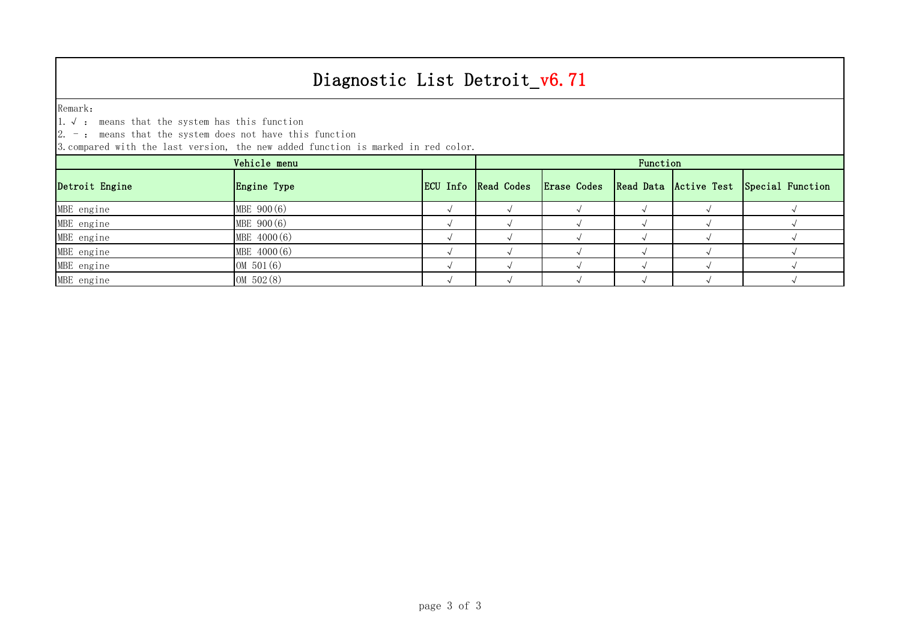# Diagnostic List Detroit_v6.71

Remark:

1. √ : means that the system has this function
2. - : means that the system does not have this function
3. compared with the last version, the new added function is marked in red color.

| Vehicle menu | | | Function | | | | |
|---|---|---|---|---|---|---|---|
| Detroit Engine | Engine Type | ECU Info | Read Codes | Erase Codes | Read Data | Active Test | Special Function |
| MBE engine | MBE 900(6) | √ | √ | √ | √ | √ | √ |
| MBE engine | MBE 900(6) | √ | √ | √ | √ | √ | √ |
| MBE engine | MBE 4000(6) | √ | √ | √ | √ | √ | √ |
| MBE engine | MBE 4000(6) | √ | √ | √ | √ | √ | √ |
| MBE engine | OM 501(6) | √ | √ | √ | √ | √ | √ |
| MBE engine | OM 502(8) | √ | √ | √ | √ | √ | √ |